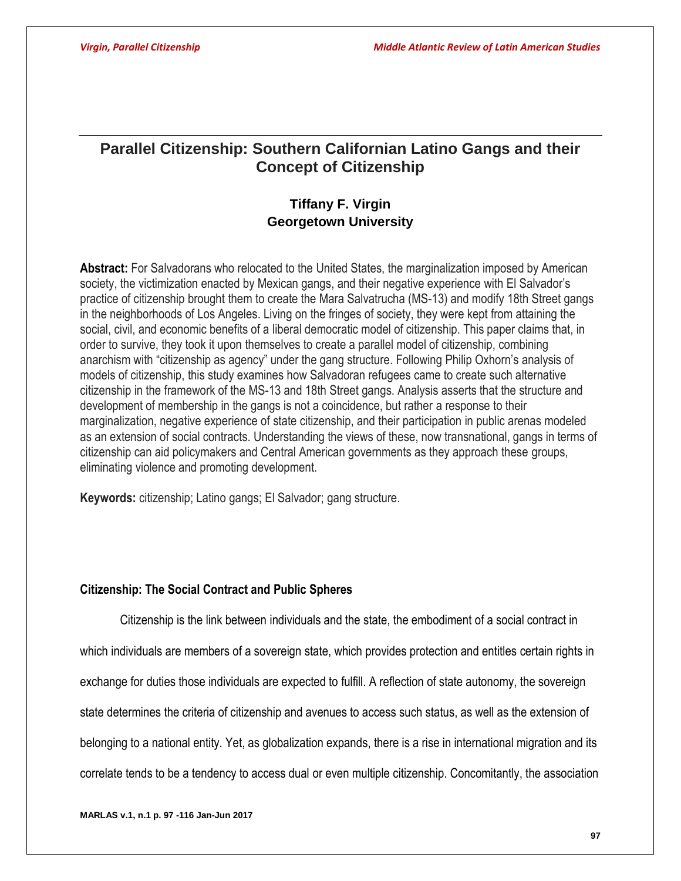# Parallel Citizenship: Southern Californian Latino Gangs and their Concept of Citizenship

**Tiffany F. Virgin**
**Georgetown University**

**Abstract:** For Salvadorans who relocated to the United States, the marginalization imposed by American society, the victimization enacted by Mexican gangs, and their negative experience with El Salvador's practice of citizenship brought them to create the Mara Salvatrucha (MS-13) and modify 18th Street gangs in the neighborhoods of Los Angeles. Living on the fringes of society, they were kept from attaining the social, civil, and economic benefits of a liberal democratic model of citizenship. This paper claims that, in order to survive, they took it upon themselves to create a parallel model of citizenship, combining anarchism with "citizenship as agency" under the gang structure. Following Philip Oxhorn's analysis of models of citizenship, this study examines how Salvadoran refugees came to create such alternative citizenship in the framework of the MS-13 and 18th Street gangs. Analysis asserts that the structure and development of membership in the gangs is not a coincidence, but rather a response to their marginalization, negative experience of state citizenship, and their participation in public arenas modeled as an extension of social contracts. Understanding the views of these, now transnational, gangs in terms of citizenship can aid policymakers and Central American governments as they approach these groups, eliminating violence and promoting development.

**Keywords:** citizenship; Latino gangs; El Salvador; gang structure.

## Citizenship: The Social Contract and Public Spheres

Citizenship is the link between individuals and the state, the embodiment of a social contract in which individuals are members of a sovereign state, which provides protection and entitles certain rights in exchange for duties those individuals are expected to fulfill. A reflection of state autonomy, the sovereign state determines the criteria of citizenship and avenues to access such status, as well as the extension of belonging to a national entity. Yet, as globalization expands, there is a rise in international migration and its correlate tends to be a tendency to access dual or even multiple citizenship. Concomitantly, the association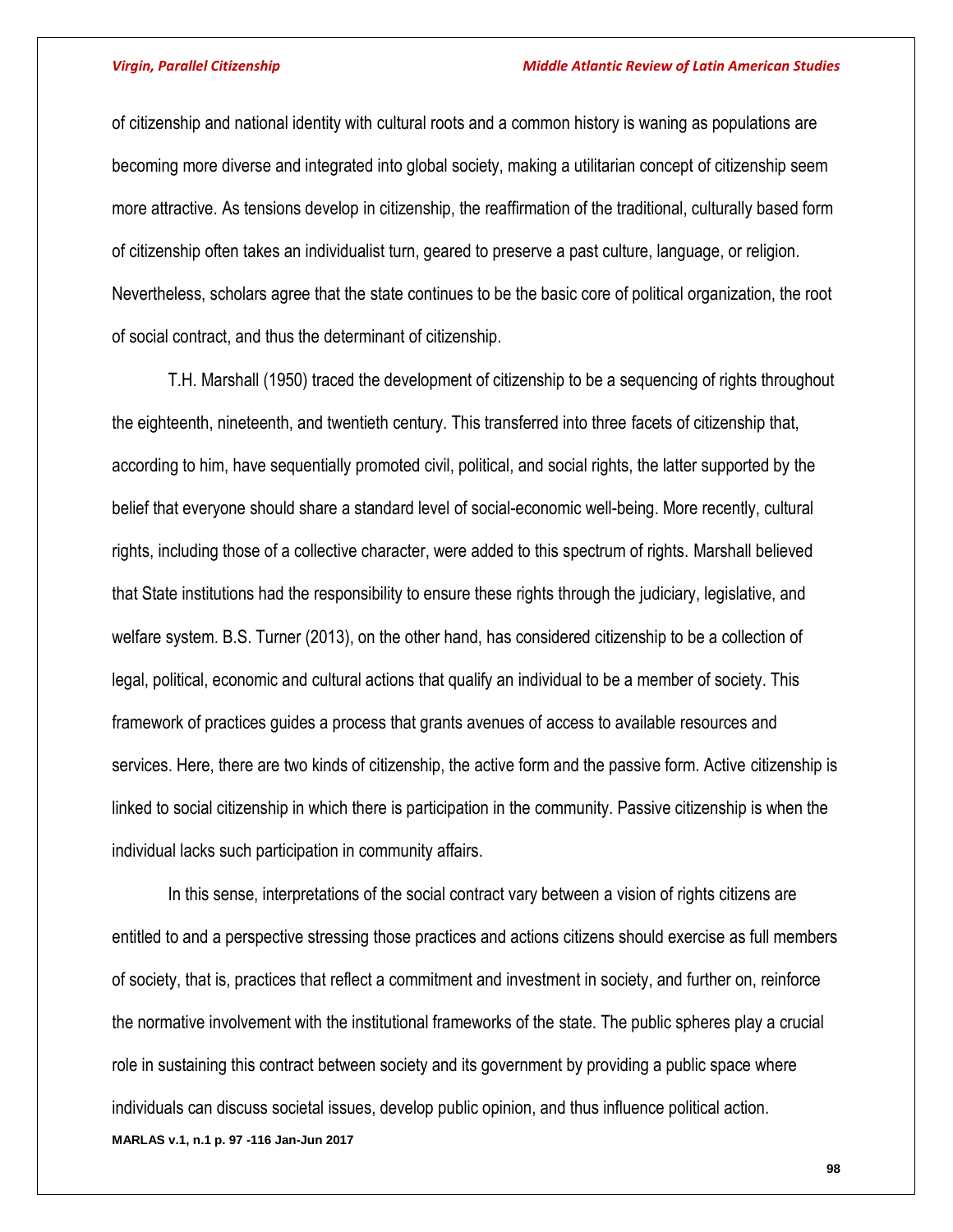of citizenship and national identity with cultural roots and a common history is waning as populations are becoming more diverse and integrated into global society, making a utilitarian concept of citizenship seem more attractive. As tensions develop in citizenship, the reaffirmation of the traditional, culturally based form of citizenship often takes an individualist turn, geared to preserve a past culture, language, or religion. Nevertheless, scholars agree that the state continues to be the basic core of political organization, the root of social contract, and thus the determinant of citizenship.

T.H. Marshall (1950) traced the development of citizenship to be a sequencing of rights throughout the eighteenth, nineteenth, and twentieth century. This transferred into three facets of citizenship that, according to him, have sequentially promoted civil, political, and social rights, the latter supported by the belief that everyone should share a standard level of social-economic well-being. More recently, cultural rights, including those of a collective character, were added to this spectrum of rights. Marshall believed that State institutions had the responsibility to ensure these rights through the judiciary, legislative, and welfare system. B.S. Turner (2013), on the other hand, has considered citizenship to be a collection of legal, political, economic and cultural actions that qualify an individual to be a member of society. This framework of practices guides a process that grants avenues of access to available resources and services. Here, there are two kinds of citizenship, the active form and the passive form. Active citizenship is linked to social citizenship in which there is participation in the community. Passive citizenship is when the individual lacks such participation in community affairs.

In this sense, interpretations of the social contract vary between a vision of rights citizens are entitled to and a perspective stressing those practices and actions citizens should exercise as full members of society, that is, practices that reflect a commitment and investment in society, and further on, reinforce the normative involvement with the institutional frameworks of the state. The public spheres play a crucial role in sustaining this contract between society and its government by providing a public space where individuals can discuss societal issues, develop public opinion, and thus influence political action.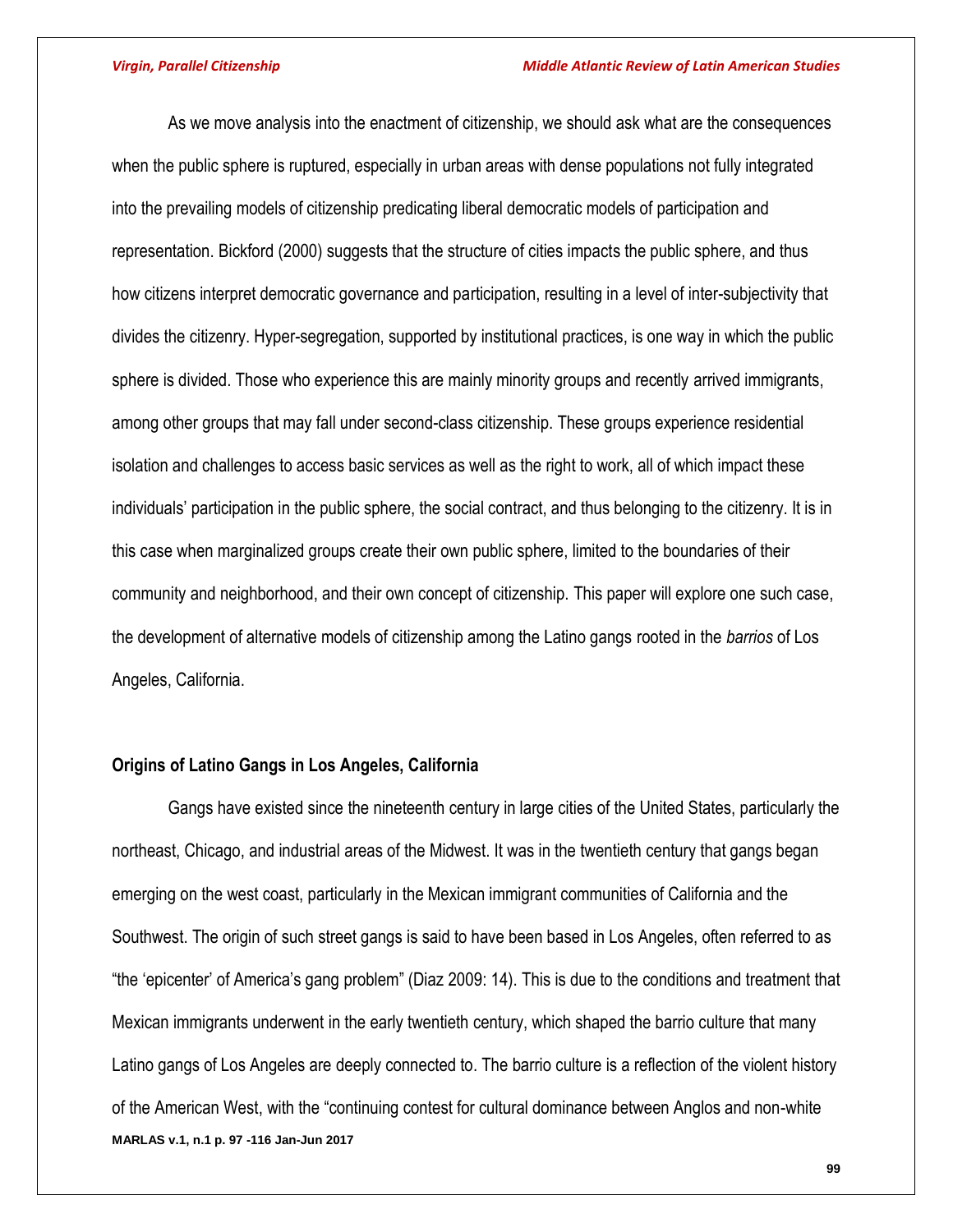As we move analysis into the enactment of citizenship, we should ask what are the consequences when the public sphere is ruptured, especially in urban areas with dense populations not fully integrated into the prevailing models of citizenship predicating liberal democratic models of participation and representation. Bickford (2000) suggests that the structure of cities impacts the public sphere, and thus how citizens interpret democratic governance and participation, resulting in a level of inter-subjectivity that divides the citizenry. Hyper-segregation, supported by institutional practices, is one way in which the public sphere is divided. Those who experience this are mainly minority groups and recently arrived immigrants, among other groups that may fall under second-class citizenship. These groups experience residential isolation and challenges to access basic services as well as the right to work, all of which impact these individuals' participation in the public sphere, the social contract, and thus belonging to the citizenry. It is in this case when marginalized groups create their own public sphere, limited to the boundaries of their community and neighborhood, and their own concept of citizenship. This paper will explore one such case, the development of alternative models of citizenship among the Latino gangs rooted in the *barrios* of Los Angeles, California.

## Origins of Latino Gangs in Los Angeles, California

Gangs have existed since the nineteenth century in large cities of the United States, particularly the northeast, Chicago, and industrial areas of the Midwest. It was in the twentieth century that gangs began emerging on the west coast, particularly in the Mexican immigrant communities of California and the Southwest. The origin of such street gangs is said to have been based in Los Angeles, often referred to as "the 'epicenter' of America's gang problem" (Diaz 2009: 14). This is due to the conditions and treatment that Mexican immigrants underwent in the early twentieth century, which shaped the barrio culture that many Latino gangs of Los Angeles are deeply connected to. The barrio culture is a reflection of the violent history of the American West, with the "continuing contest for cultural dominance between Anglos and non-white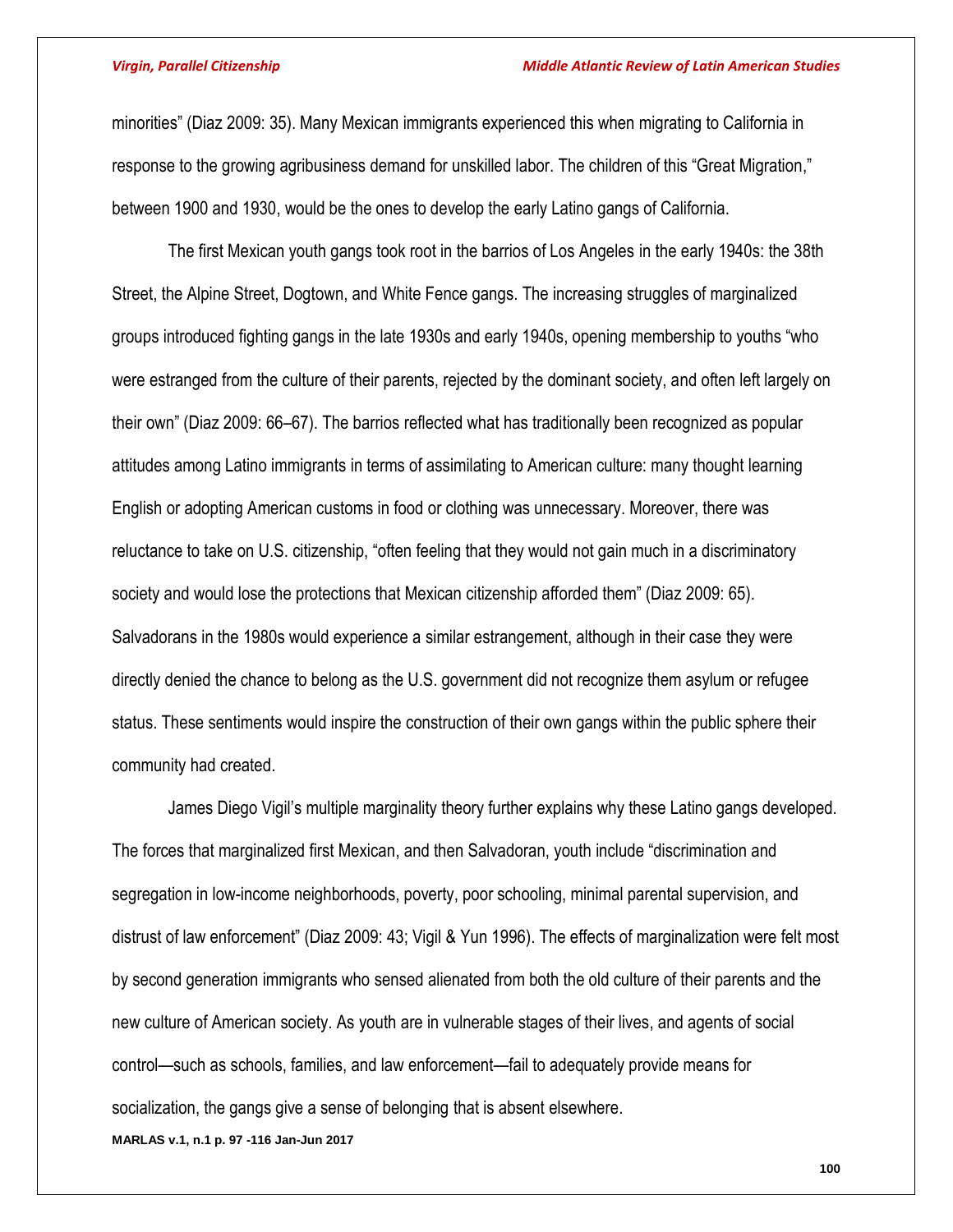minorities" (Diaz 2009: 35). Many Mexican immigrants experienced this when migrating to California in response to the growing agribusiness demand for unskilled labor. The children of this "Great Migration," between 1900 and 1930, would be the ones to develop the early Latino gangs of California.

The first Mexican youth gangs took root in the barrios of Los Angeles in the early 1940s: the 38th Street, the Alpine Street, Dogtown, and White Fence gangs. The increasing struggles of marginalized groups introduced fighting gangs in the late 1930s and early 1940s, opening membership to youths "who were estranged from the culture of their parents, rejected by the dominant society, and often left largely on their own" (Diaz 2009: 66–67). The barrios reflected what has traditionally been recognized as popular attitudes among Latino immigrants in terms of assimilating to American culture: many thought learning English or adopting American customs in food or clothing was unnecessary. Moreover, there was reluctance to take on U.S. citizenship, "often feeling that they would not gain much in a discriminatory society and would lose the protections that Mexican citizenship afforded them" (Diaz 2009: 65). Salvadorans in the 1980s would experience a similar estrangement, although in their case they were directly denied the chance to belong as the U.S. government did not recognize them asylum or refugee status. These sentiments would inspire the construction of their own gangs within the public sphere their community had created.

James Diego Vigil's multiple marginality theory further explains why these Latino gangs developed. The forces that marginalized first Mexican, and then Salvadoran, youth include "discrimination and segregation in low-income neighborhoods, poverty, poor schooling, minimal parental supervision, and distrust of law enforcement" (Diaz 2009: 43; Vigil & Yun 1996). The effects of marginalization were felt most by second generation immigrants who sensed alienated from both the old culture of their parents and the new culture of American society. As youth are in vulnerable stages of their lives, and agents of social control—such as schools, families, and law enforcement—fail to adequately provide means for socialization, the gangs give a sense of belonging that is absent elsewhere.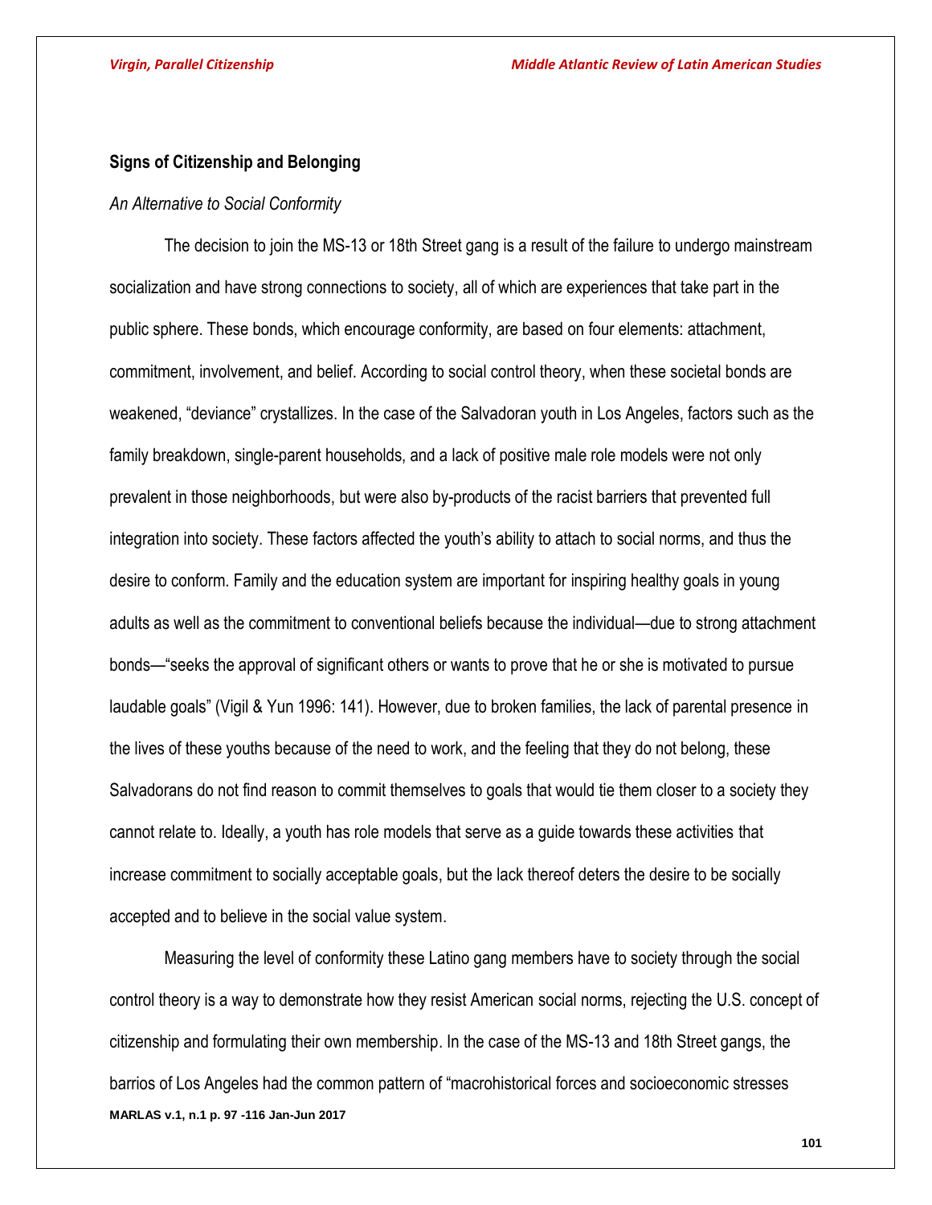## Signs of Citizenship and Belonging

*An Alternative to Social Conformity*

The decision to join the MS-13 or 18th Street gang is a result of the failure to undergo mainstream socialization and have strong connections to society, all of which are experiences that take part in the public sphere. These bonds, which encourage conformity, are based on four elements: attachment, commitment, involvement, and belief. According to social control theory, when these societal bonds are weakened, "deviance" crystallizes. In the case of the Salvadoran youth in Los Angeles, factors such as the family breakdown, single-parent households, and a lack of positive male role models were not only prevalent in those neighborhoods, but were also by-products of the racist barriers that prevented full integration into society. These factors affected the youth's ability to attach to social norms, and thus the desire to conform. Family and the education system are important for inspiring healthy goals in young adults as well as the commitment to conventional beliefs because the individual—due to strong attachment bonds—"seeks the approval of significant others or wants to prove that he or she is motivated to pursue laudable goals" (Vigil & Yun 1996: 141). However, due to broken families, the lack of parental presence in the lives of these youths because of the need to work, and the feeling that they do not belong, these Salvadorans do not find reason to commit themselves to goals that would tie them closer to a society they cannot relate to. Ideally, a youth has role models that serve as a guide towards these activities that increase commitment to socially acceptable goals, but the lack thereof deters the desire to be socially accepted and to believe in the social value system.

Measuring the level of conformity these Latino gang members have to society through the social control theory is a way to demonstrate how they resist American social norms, rejecting the U.S. concept of citizenship and formulating their own membership. In the case of the MS-13 and 18th Street gangs, the barrios of Los Angeles had the common pattern of "macrohistorical forces and socioeconomic stresses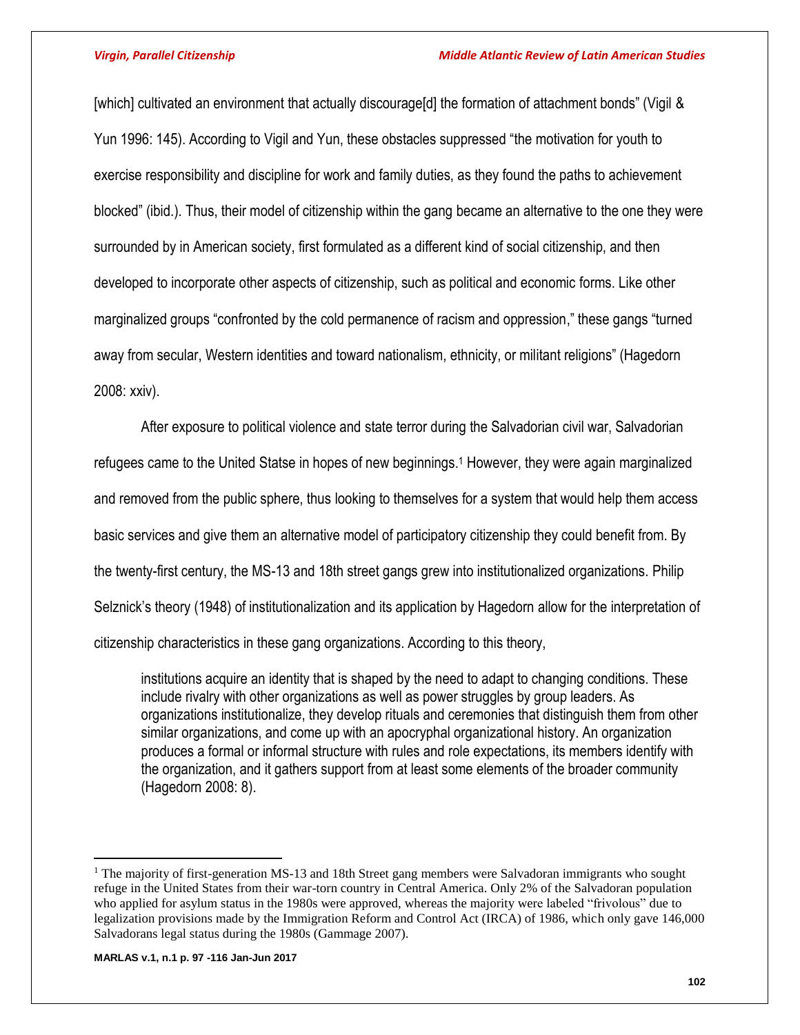[which] cultivated an environment that actually discourage[d] the formation of attachment bonds" (Vigil & Yun 1996: 145). According to Vigil and Yun, these obstacles suppressed "the motivation for youth to exercise responsibility and discipline for work and family duties, as they found the paths to achievement blocked" (ibid.). Thus, their model of citizenship within the gang became an alternative to the one they were surrounded by in American society, first formulated as a different kind of social citizenship, and then developed to incorporate other aspects of citizenship, such as political and economic forms. Like other marginalized groups "confronted by the cold permanence of racism and oppression," these gangs "turned away from secular, Western identities and toward nationalism, ethnicity, or militant religions" (Hagedorn 2008: xxiv).

After exposure to political violence and state terror during the Salvadorian civil war, Salvadorian refugees came to the United Statse in hopes of new beginnings.[1] However, they were again marginalized and removed from the public sphere, thus looking to themselves for a system that would help them access basic services and give them an alternative model of participatory citizenship they could benefit from. By the twenty-first century, the MS-13 and 18th street gangs grew into institutionalized organizations. Philip Selznick's theory (1948) of institutionalization and its application by Hagedorn allow for the interpretation of citizenship characteristics in these gang organizations. According to this theory,

> institutions acquire an identity that is shaped by the need to adapt to changing conditions. These include rivalry with other organizations as well as power struggles by group leaders. As organizations institutionalize, they develop rituals and ceremonies that distinguish them from other similar organizations, and come up with an apocryphal organizational history. An organization produces a formal or informal structure with rules and role expectations, its members identify with the organization, and it gathers support from at least some elements of the broader community (Hagedorn 2008: 8).

---

[1] The majority of first-generation MS-13 and 18th Street gang members were Salvadoran immigrants who sought refuge in the United States from their war-torn country in Central America. Only 2% of the Salvadoran population who applied for asylum status in the 1980s were approved, whereas the majority were labeled "frivolous" due to legalization provisions made by the Immigration Reform and Control Act (IRCA) of 1986, which only gave 146,000 Salvadorans legal status during the 1980s (Gammage 2007).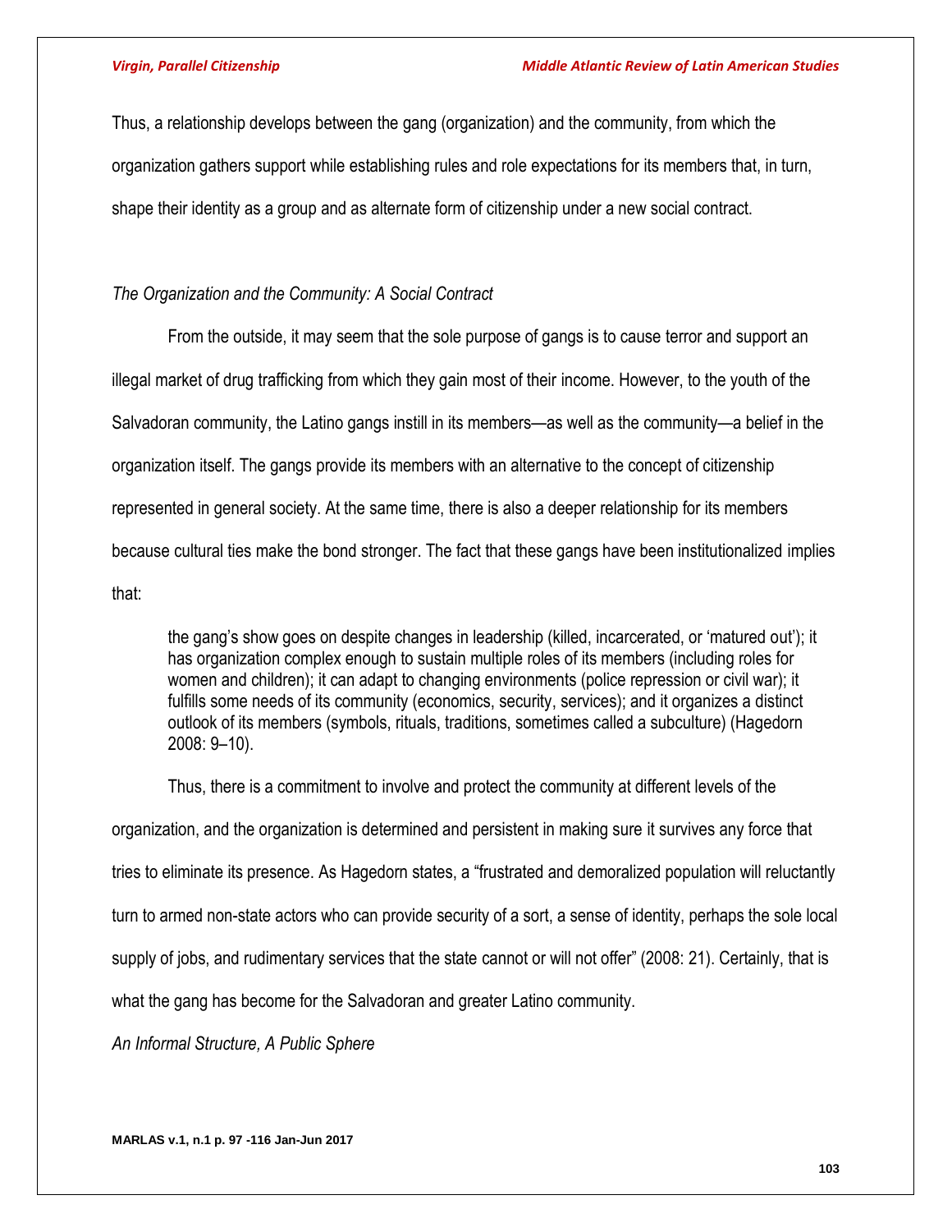Thus, a relationship develops between the gang (organization) and the community, from which the organization gathers support while establishing rules and role expectations for its members that, in turn, shape their identity as a group and as alternate form of citizenship under a new social contract.

### *The Organization and the Community: A Social Contract*

From the outside, it may seem that the sole purpose of gangs is to cause terror and support an illegal market of drug trafficking from which they gain most of their income. However, to the youth of the Salvadoran community, the Latino gangs instill in its members—as well as the community—a belief in the organization itself. The gangs provide its members with an alternative to the concept of citizenship represented in general society. At the same time, there is also a deeper relationship for its members because cultural ties make the bond stronger. The fact that these gangs have been institutionalized implies that:

> the gang's show goes on despite changes in leadership (killed, incarcerated, or 'matured out'); it has organization complex enough to sustain multiple roles of its members (including roles for women and children); it can adapt to changing environments (police repression or civil war); it fulfills some needs of its community (economics, security, services); and it organizes a distinct outlook of its members (symbols, rituals, traditions, sometimes called a subculture) (Hagedorn 2008: 9–10).

Thus, there is a commitment to involve and protect the community at different levels of the organization, and the organization is determined and persistent in making sure it survives any force that tries to eliminate its presence. As Hagedorn states, a "frustrated and demoralized population will reluctantly turn to armed non-state actors who can provide security of a sort, a sense of identity, perhaps the sole local supply of jobs, and rudimentary services that the state cannot or will not offer" (2008: 21). Certainly, that is what the gang has become for the Salvadoran and greater Latino community.

### *An Informal Structure, A Public Sphere*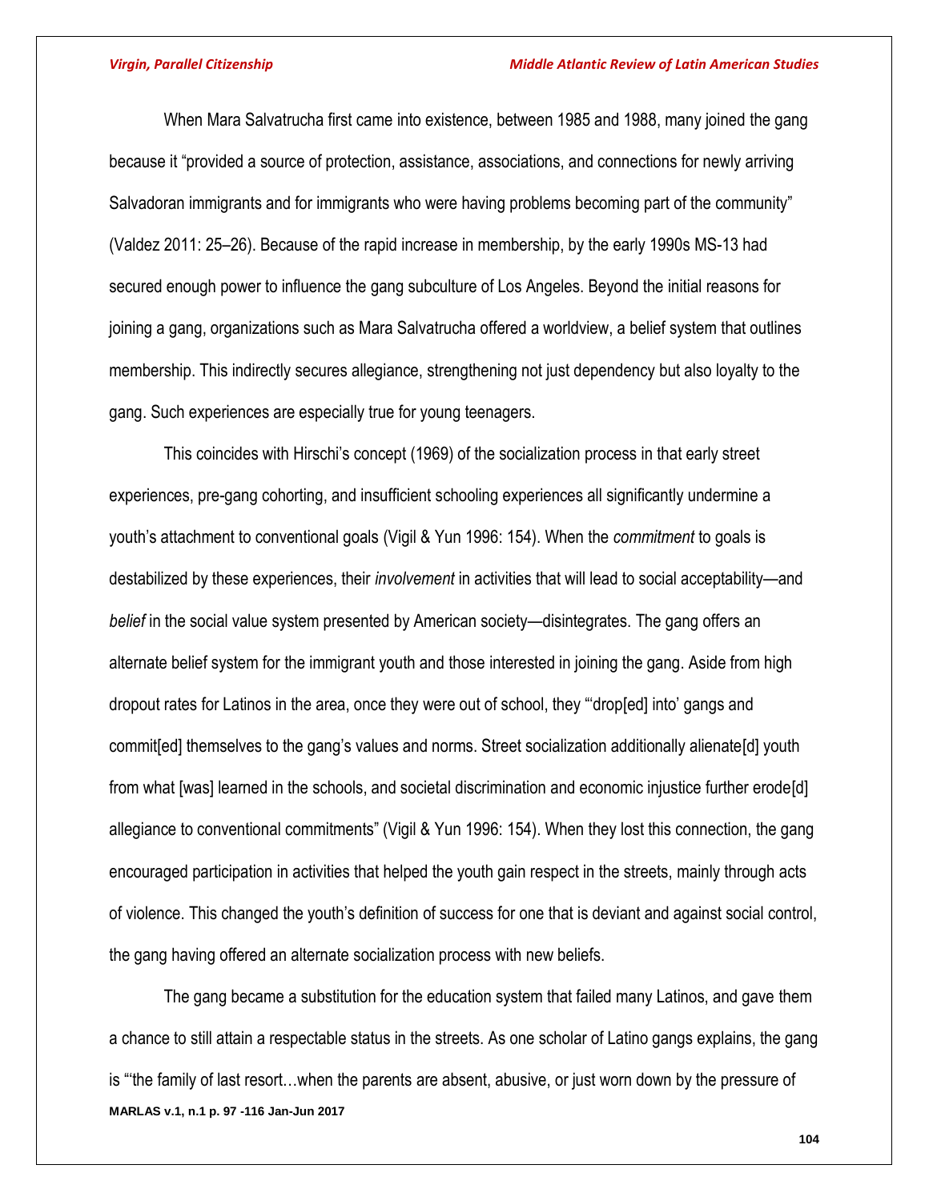When Mara Salvatrucha first came into existence, between 1985 and 1988, many joined the gang because it "provided a source of protection, assistance, associations, and connections for newly arriving Salvadoran immigrants and for immigrants who were having problems becoming part of the community" (Valdez 2011: 25–26). Because of the rapid increase in membership, by the early 1990s MS-13 had secured enough power to influence the gang subculture of Los Angeles. Beyond the initial reasons for joining a gang, organizations such as Mara Salvatrucha offered a worldview, a belief system that outlines membership. This indirectly secures allegiance, strengthening not just dependency but also loyalty to the gang. Such experiences are especially true for young teenagers.

This coincides with Hirschi's concept (1969) of the socialization process in that early street experiences, pre-gang cohorting, and insufficient schooling experiences all significantly undermine a youth's attachment to conventional goals (Vigil & Yun 1996: 154). When the *commitment* to goals is destabilized by these experiences, their *involvement* in activities that will lead to social acceptability—and *belief* in the social value system presented by American society—disintegrates. The gang offers an alternate belief system for the immigrant youth and those interested in joining the gang. Aside from high dropout rates for Latinos in the area, once they were out of school, they "'drop[ed] into' gangs and commit[ed] themselves to the gang's values and norms. Street socialization additionally alienate[d] youth from what [was] learned in the schools, and societal discrimination and economic injustice further erode[d] allegiance to conventional commitments" (Vigil & Yun 1996: 154). When they lost this connection, the gang encouraged participation in activities that helped the youth gain respect in the streets, mainly through acts of violence. This changed the youth's definition of success for one that is deviant and against social control, the gang having offered an alternate socialization process with new beliefs.

The gang became a substitution for the education system that failed many Latinos, and gave them a chance to still attain a respectable status in the streets. As one scholar of Latino gangs explains, the gang is "'the family of last resort…when the parents are absent, abusive, or just worn down by the pressure of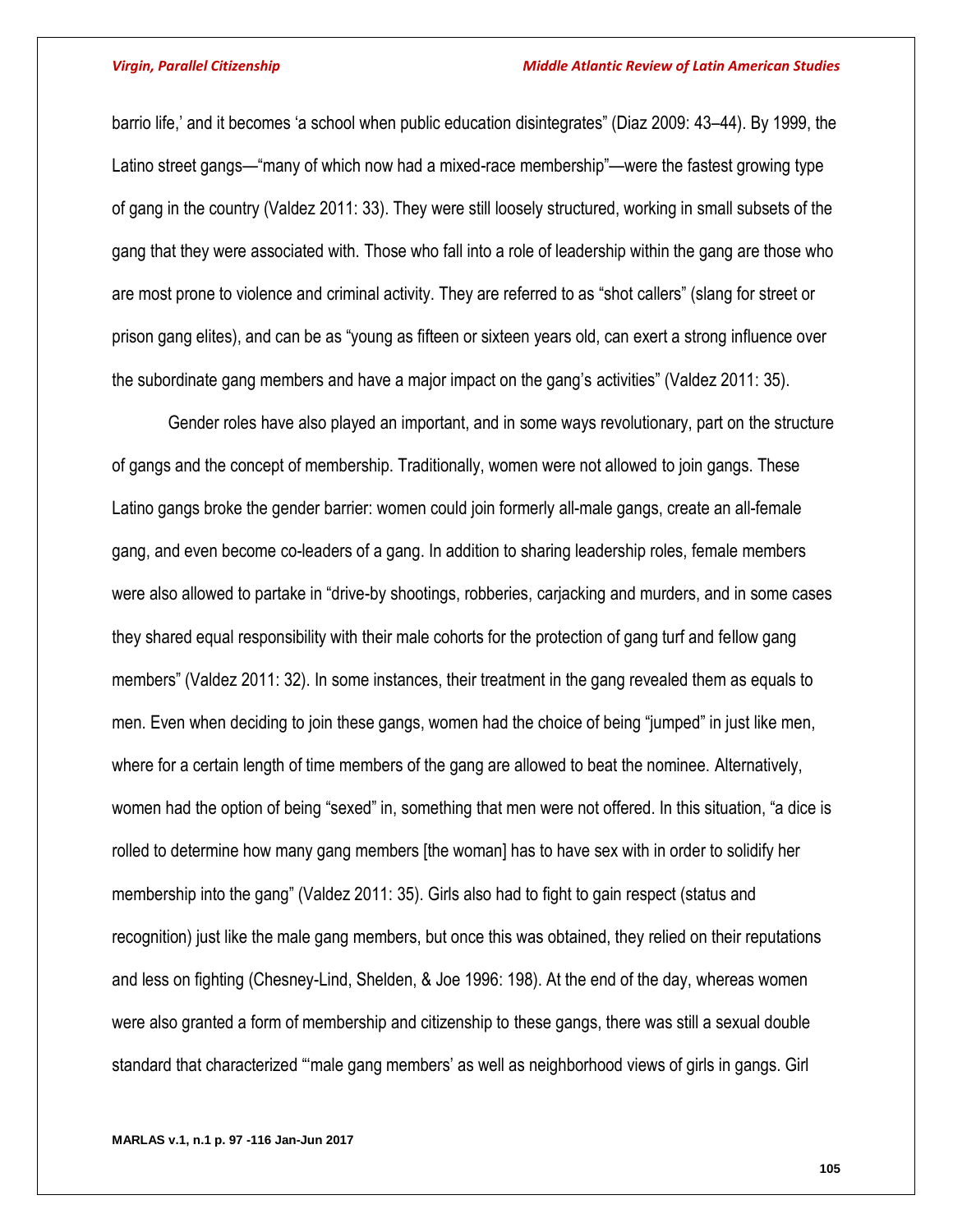barrio life,' and it becomes 'a school when public education disintegrates" (Diaz 2009: 43–44). By 1999, the Latino street gangs—"many of which now had a mixed-race membership"—were the fastest growing type of gang in the country (Valdez 2011: 33). They were still loosely structured, working in small subsets of the gang that they were associated with. Those who fall into a role of leadership within the gang are those who are most prone to violence and criminal activity. They are referred to as "shot callers" (slang for street or prison gang elites), and can be as "young as fifteen or sixteen years old, can exert a strong influence over the subordinate gang members and have a major impact on the gang's activities" (Valdez 2011: 35).

Gender roles have also played an important, and in some ways revolutionary, part on the structure of gangs and the concept of membership. Traditionally, women were not allowed to join gangs. These Latino gangs broke the gender barrier: women could join formerly all-male gangs, create an all-female gang, and even become co-leaders of a gang. In addition to sharing leadership roles, female members were also allowed to partake in "drive-by shootings, robberies, carjacking and murders, and in some cases they shared equal responsibility with their male cohorts for the protection of gang turf and fellow gang members" (Valdez 2011: 32). In some instances, their treatment in the gang revealed them as equals to men. Even when deciding to join these gangs, women had the choice of being "jumped" in just like men, where for a certain length of time members of the gang are allowed to beat the nominee. Alternatively, women had the option of being "sexed" in, something that men were not offered. In this situation, "a dice is rolled to determine how many gang members [the woman] has to have sex with in order to solidify her membership into the gang" (Valdez 2011: 35). Girls also had to fight to gain respect (status and recognition) just like the male gang members, but once this was obtained, they relied on their reputations and less on fighting (Chesney-Lind, Shelden, & Joe 1996: 198). At the end of the day, whereas women were also granted a form of membership and citizenship to these gangs, there was still a sexual double standard that characterized "'male gang members' as well as neighborhood views of girls in gangs. Girl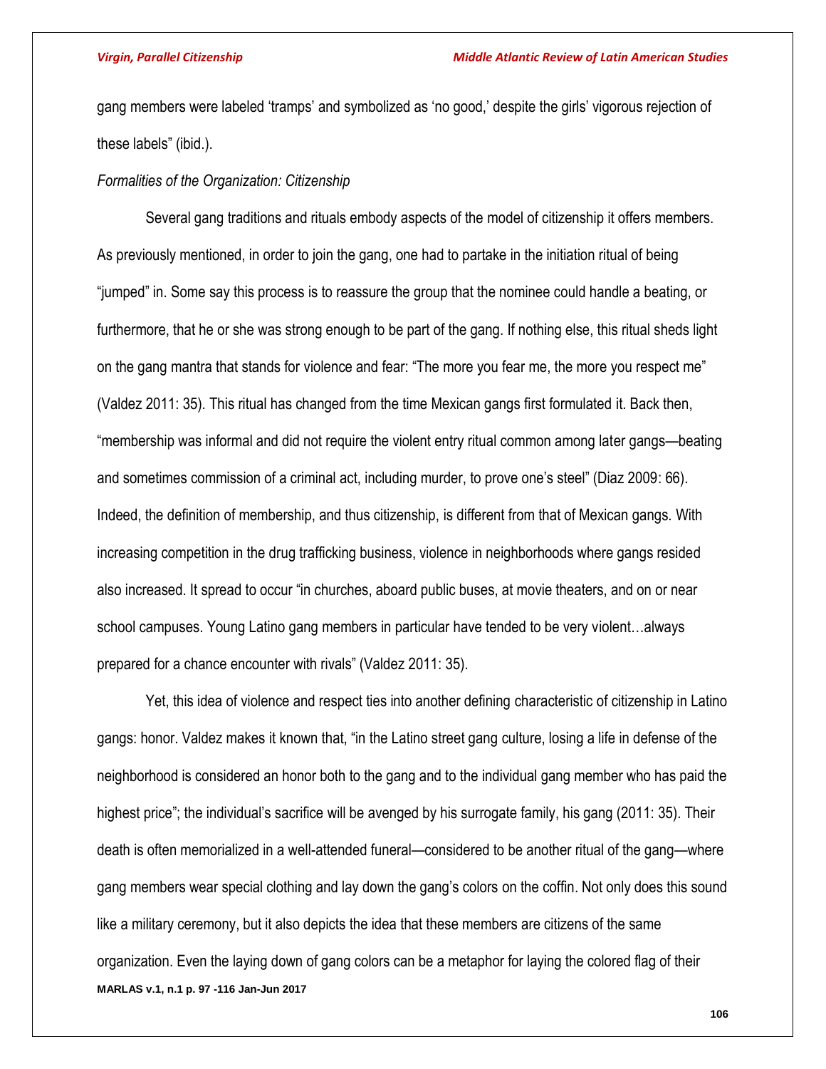gang members were labeled 'tramps' and symbolized as 'no good,' despite the girls' vigorous rejection of these labels" (ibid.).

*Formalities of the Organization: Citizenship*

Several gang traditions and rituals embody aspects of the model of citizenship it offers members. As previously mentioned, in order to join the gang, one had to partake in the initiation ritual of being "jumped" in. Some say this process is to reassure the group that the nominee could handle a beating, or furthermore, that he or she was strong enough to be part of the gang. If nothing else, this ritual sheds light on the gang mantra that stands for violence and fear: "The more you fear me, the more you respect me" (Valdez 2011: 35). This ritual has changed from the time Mexican gangs first formulated it. Back then, "membership was informal and did not require the violent entry ritual common among later gangs—beating and sometimes commission of a criminal act, including murder, to prove one's steel" (Diaz 2009: 66). Indeed, the definition of membership, and thus citizenship, is different from that of Mexican gangs. With increasing competition in the drug trafficking business, violence in neighborhoods where gangs resided also increased. It spread to occur "in churches, aboard public buses, at movie theaters, and on or near school campuses. Young Latino gang members in particular have tended to be very violent…always prepared for a chance encounter with rivals" (Valdez 2011: 35).

Yet, this idea of violence and respect ties into another defining characteristic of citizenship in Latino gangs: honor. Valdez makes it known that, "in the Latino street gang culture, losing a life in defense of the neighborhood is considered an honor both to the gang and to the individual gang member who has paid the highest price"; the individual's sacrifice will be avenged by his surrogate family, his gang (2011: 35). Their death is often memorialized in a well-attended funeral—considered to be another ritual of the gang—where gang members wear special clothing and lay down the gang's colors on the coffin. Not only does this sound like a military ceremony, but it also depicts the idea that these members are citizens of the same organization. Even the laying down of gang colors can be a metaphor for laying the colored flag of their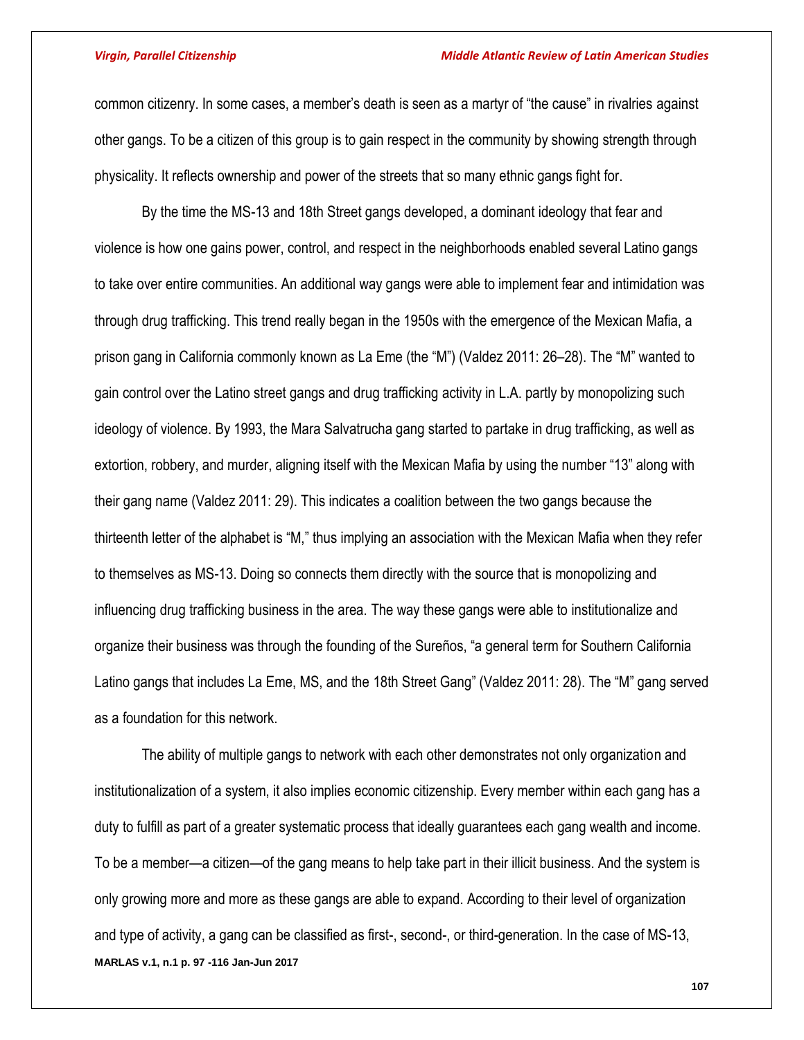common citizenry. In some cases, a member's death is seen as a martyr of "the cause" in rivalries against other gangs. To be a citizen of this group is to gain respect in the community by showing strength through physicality. It reflects ownership and power of the streets that so many ethnic gangs fight for.

By the time the MS-13 and 18th Street gangs developed, a dominant ideology that fear and violence is how one gains power, control, and respect in the neighborhoods enabled several Latino gangs to take over entire communities. An additional way gangs were able to implement fear and intimidation was through drug trafficking. This trend really began in the 1950s with the emergence of the Mexican Mafia, a prison gang in California commonly known as La Eme (the "M") (Valdez 2011: 26–28). The "M" wanted to gain control over the Latino street gangs and drug trafficking activity in L.A. partly by monopolizing such ideology of violence. By 1993, the Mara Salvatrucha gang started to partake in drug trafficking, as well as extortion, robbery, and murder, aligning itself with the Mexican Mafia by using the number "13" along with their gang name (Valdez 2011: 29). This indicates a coalition between the two gangs because the thirteenth letter of the alphabet is "M," thus implying an association with the Mexican Mafia when they refer to themselves as MS-13. Doing so connects them directly with the source that is monopolizing and influencing drug trafficking business in the area. The way these gangs were able to institutionalize and organize their business was through the founding of the Sureños, "a general term for Southern California Latino gangs that includes La Eme, MS, and the 18th Street Gang" (Valdez 2011: 28). The "M" gang served as a foundation for this network.

The ability of multiple gangs to network with each other demonstrates not only organization and institutionalization of a system, it also implies economic citizenship. Every member within each gang has a duty to fulfill as part of a greater systematic process that ideally guarantees each gang wealth and income. To be a member—a citizen—of the gang means to help take part in their illicit business. And the system is only growing more and more as these gangs are able to expand. According to their level of organization and type of activity, a gang can be classified as first-, second-, or third-generation. In the case of MS-13,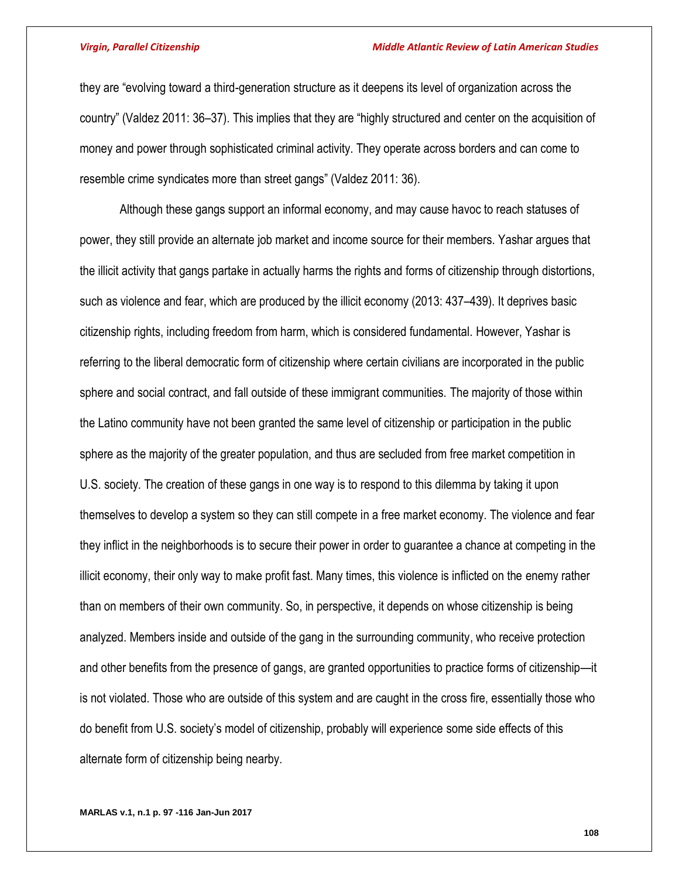they are "evolving toward a third-generation structure as it deepens its level of organization across the country" (Valdez 2011: 36–37). This implies that they are "highly structured and center on the acquisition of money and power through sophisticated criminal activity. They operate across borders and can come to resemble crime syndicates more than street gangs" (Valdez 2011: 36).

Although these gangs support an informal economy, and may cause havoc to reach statuses of power, they still provide an alternate job market and income source for their members. Yashar argues that the illicit activity that gangs partake in actually harms the rights and forms of citizenship through distortions, such as violence and fear, which are produced by the illicit economy (2013: 437–439). It deprives basic citizenship rights, including freedom from harm, which is considered fundamental. However, Yashar is referring to the liberal democratic form of citizenship where certain civilians are incorporated in the public sphere and social contract, and fall outside of these immigrant communities. The majority of those within the Latino community have not been granted the same level of citizenship or participation in the public sphere as the majority of the greater population, and thus are secluded from free market competition in U.S. society. The creation of these gangs in one way is to respond to this dilemma by taking it upon themselves to develop a system so they can still compete in a free market economy. The violence and fear they inflict in the neighborhoods is to secure their power in order to guarantee a chance at competing in the illicit economy, their only way to make profit fast. Many times, this violence is inflicted on the enemy rather than on members of their own community. So, in perspective, it depends on whose citizenship is being analyzed. Members inside and outside of the gang in the surrounding community, who receive protection and other benefits from the presence of gangs, are granted opportunities to practice forms of citizenship—it is not violated. Those who are outside of this system and are caught in the cross fire, essentially those who do benefit from U.S. society's model of citizenship, probably will experience some side effects of this alternate form of citizenship being nearby.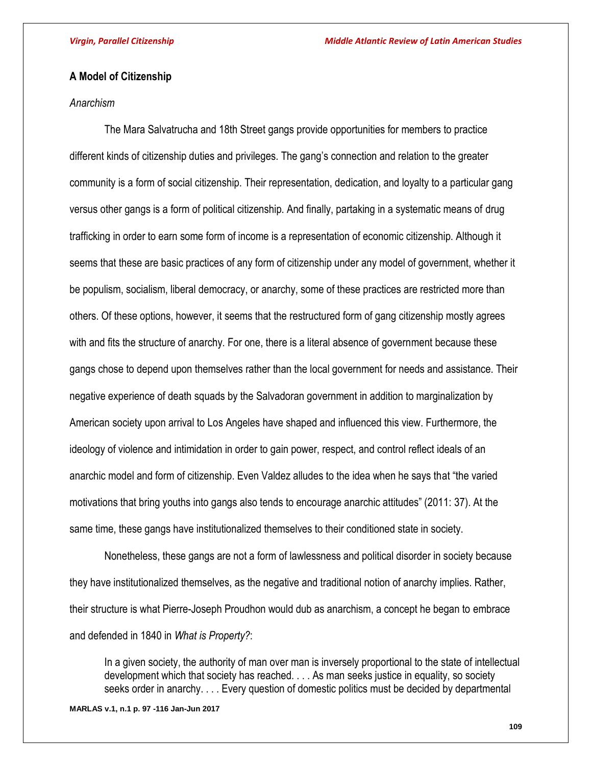## A Model of Citizenship

### *Anarchism*

The Mara Salvatrucha and 18th Street gangs provide opportunities for members to practice different kinds of citizenship duties and privileges. The gang's connection and relation to the greater community is a form of social citizenship. Their representation, dedication, and loyalty to a particular gang versus other gangs is a form of political citizenship. And finally, partaking in a systematic means of drug trafficking in order to earn some form of income is a representation of economic citizenship. Although it seems that these are basic practices of any form of citizenship under any model of government, whether it be populism, socialism, liberal democracy, or anarchy, some of these practices are restricted more than others. Of these options, however, it seems that the restructured form of gang citizenship mostly agrees with and fits the structure of anarchy. For one, there is a literal absence of government because these gangs chose to depend upon themselves rather than the local government for needs and assistance. Their negative experience of death squads by the Salvadoran government in addition to marginalization by American society upon arrival to Los Angeles have shaped and influenced this view. Furthermore, the ideology of violence and intimidation in order to gain power, respect, and control reflect ideals of an anarchic model and form of citizenship. Even Valdez alludes to the idea when he says that "the varied motivations that bring youths into gangs also tends to encourage anarchic attitudes" (2011: 37). At the same time, these gangs have institutionalized themselves to their conditioned state in society.

Nonetheless, these gangs are not a form of lawlessness and political disorder in society because they have institutionalized themselves, as the negative and traditional notion of anarchy implies. Rather, their structure is what Pierre-Joseph Proudhon would dub as anarchism, a concept he began to embrace and defended in 1840 in *What is Property?*:

> In a given society, the authority of man over man is inversely proportional to the state of intellectual development which that society has reached. . . . As man seeks justice in equality, so society seeks order in anarchy. . . . Every question of domestic politics must be decided by departmental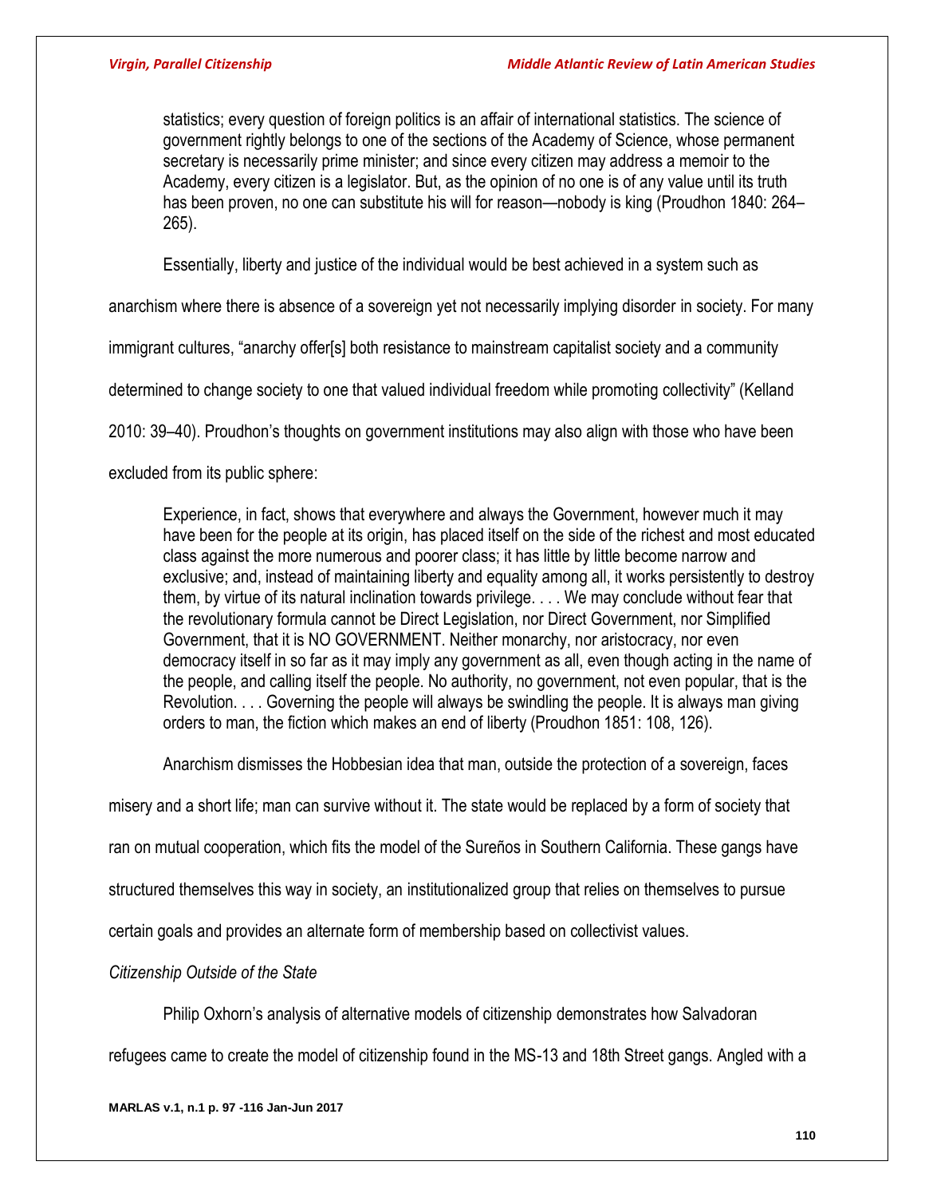> statistics; every question of foreign politics is an affair of international statistics. The science of government rightly belongs to one of the sections of the Academy of Science, whose permanent secretary is necessarily prime minister; and since every citizen may address a memoir to the Academy, every citizen is a legislator. But, as the opinion of no one is of any value until its truth has been proven, no one can substitute his will for reason—nobody is king (Proudhon 1840: 264–265).

Essentially, liberty and justice of the individual would be best achieved in a system such as anarchism where there is absence of a sovereign yet not necessarily implying disorder in society. For many immigrant cultures, "anarchy offer[s] both resistance to mainstream capitalist society and a community determined to change society to one that valued individual freedom while promoting collectivity" (Kelland 2010: 39–40). Proudhon's thoughts on government institutions may also align with those who have been excluded from its public sphere:

> Experience, in fact, shows that everywhere and always the Government, however much it may have been for the people at its origin, has placed itself on the side of the richest and most educated class against the more numerous and poorer class; it has little by little become narrow and exclusive; and, instead of maintaining liberty and equality among all, it works persistently to destroy them, by virtue of its natural inclination towards privilege. . . . We may conclude without fear that the revolutionary formula cannot be Direct Legislation, nor Direct Government, nor Simplified Government, that it is NO GOVERNMENT. Neither monarchy, nor aristocracy, nor even democracy itself in so far as it may imply any government as all, even though acting in the name of the people, and calling itself the people. No authority, no government, not even popular, that is the Revolution. . . . Governing the people will always be swindling the people. It is always man giving orders to man, the fiction which makes an end of liberty (Proudhon 1851: 108, 126).

Anarchism dismisses the Hobbesian idea that man, outside the protection of a sovereign, faces misery and a short life; man can survive without it. The state would be replaced by a form of society that ran on mutual cooperation, which fits the model of the Sureños in Southern California. These gangs have structured themselves this way in society, an institutionalized group that relies on themselves to pursue certain goals and provides an alternate form of membership based on collectivist values.

*Citizenship Outside of the State*

Philip Oxhorn's analysis of alternative models of citizenship demonstrates how Salvadoran refugees came to create the model of citizenship found in the MS-13 and 18th Street gangs. Angled with a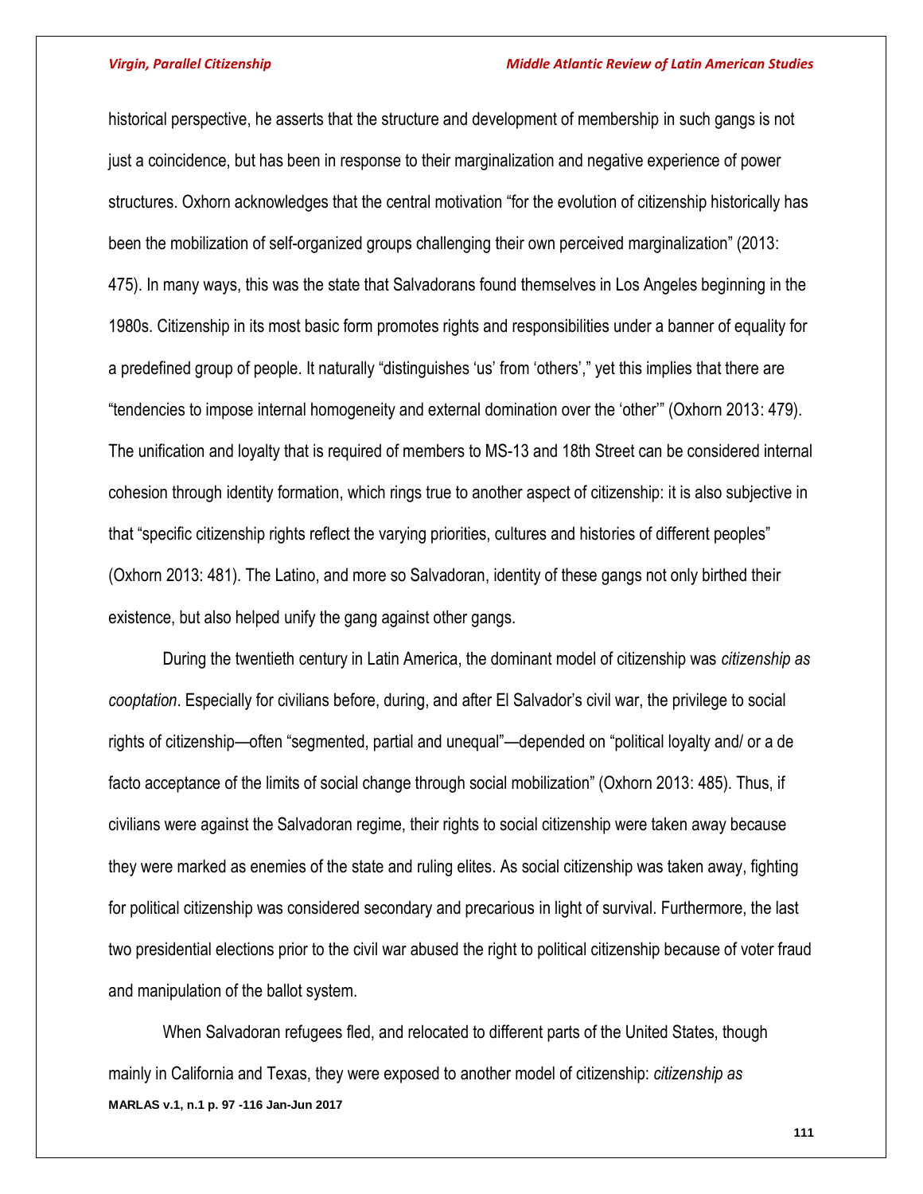historical perspective, he asserts that the structure and development of membership in such gangs is not just a coincidence, but has been in response to their marginalization and negative experience of power structures. Oxhorn acknowledges that the central motivation "for the evolution of citizenship historically has been the mobilization of self-organized groups challenging their own perceived marginalization" (2013: 475). In many ways, this was the state that Salvadorans found themselves in Los Angeles beginning in the 1980s. Citizenship in its most basic form promotes rights and responsibilities under a banner of equality for a predefined group of people. It naturally "distinguishes 'us' from 'others'," yet this implies that there are "tendencies to impose internal homogeneity and external domination over the 'other'" (Oxhorn 2013: 479). The unification and loyalty that is required of members to MS-13 and 18th Street can be considered internal cohesion through identity formation, which rings true to another aspect of citizenship: it is also subjective in that "specific citizenship rights reflect the varying priorities, cultures and histories of different peoples" (Oxhorn 2013: 481). The Latino, and more so Salvadoran, identity of these gangs not only birthed their existence, but also helped unify the gang against other gangs.

During the twentieth century in Latin America, the dominant model of citizenship was *citizenship as cooptation*. Especially for civilians before, during, and after El Salvador's civil war, the privilege to social rights of citizenship—often "segmented, partial and unequal"—depended on "political loyalty and/ or a de facto acceptance of the limits of social change through social mobilization" (Oxhorn 2013: 485). Thus, if civilians were against the Salvadoran regime, their rights to social citizenship were taken away because they were marked as enemies of the state and ruling elites. As social citizenship was taken away, fighting for political citizenship was considered secondary and precarious in light of survival. Furthermore, the last two presidential elections prior to the civil war abused the right to political citizenship because of voter fraud and manipulation of the ballot system.

When Salvadoran refugees fled, and relocated to different parts of the United States, though mainly in California and Texas, they were exposed to another model of citizenship: *citizenship as*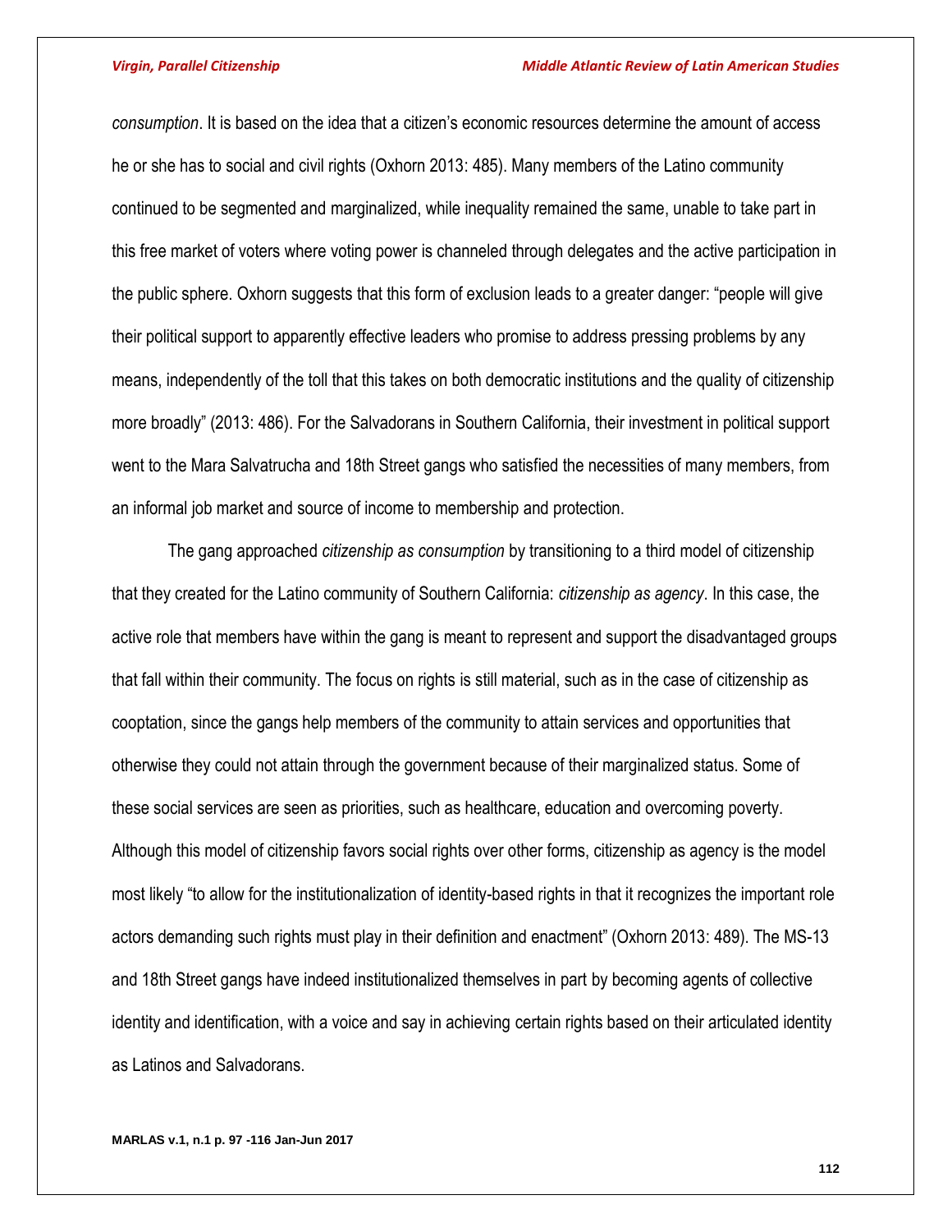*consumption*. It is based on the idea that a citizen's economic resources determine the amount of access he or she has to social and civil rights (Oxhorn 2013: 485). Many members of the Latino community continued to be segmented and marginalized, while inequality remained the same, unable to take part in this free market of voters where voting power is channeled through delegates and the active participation in the public sphere. Oxhorn suggests that this form of exclusion leads to a greater danger: "people will give their political support to apparently effective leaders who promise to address pressing problems by any means, independently of the toll that this takes on both democratic institutions and the quality of citizenship more broadly" (2013: 486). For the Salvadorans in Southern California, their investment in political support went to the Mara Salvatrucha and 18th Street gangs who satisfied the necessities of many members, from an informal job market and source of income to membership and protection.

The gang approached *citizenship as consumption* by transitioning to a third model of citizenship that they created for the Latino community of Southern California: *citizenship as agency*. In this case, the active role that members have within the gang is meant to represent and support the disadvantaged groups that fall within their community. The focus on rights is still material, such as in the case of citizenship as cooptation, since the gangs help members of the community to attain services and opportunities that otherwise they could not attain through the government because of their marginalized status. Some of these social services are seen as priorities, such as healthcare, education and overcoming poverty. Although this model of citizenship favors social rights over other forms, citizenship as agency is the model most likely "to allow for the institutionalization of identity-based rights in that it recognizes the important role actors demanding such rights must play in their definition and enactment" (Oxhorn 2013: 489). The MS-13 and 18th Street gangs have indeed institutionalized themselves in part by becoming agents of collective identity and identification, with a voice and say in achieving certain rights based on their articulated identity as Latinos and Salvadorans.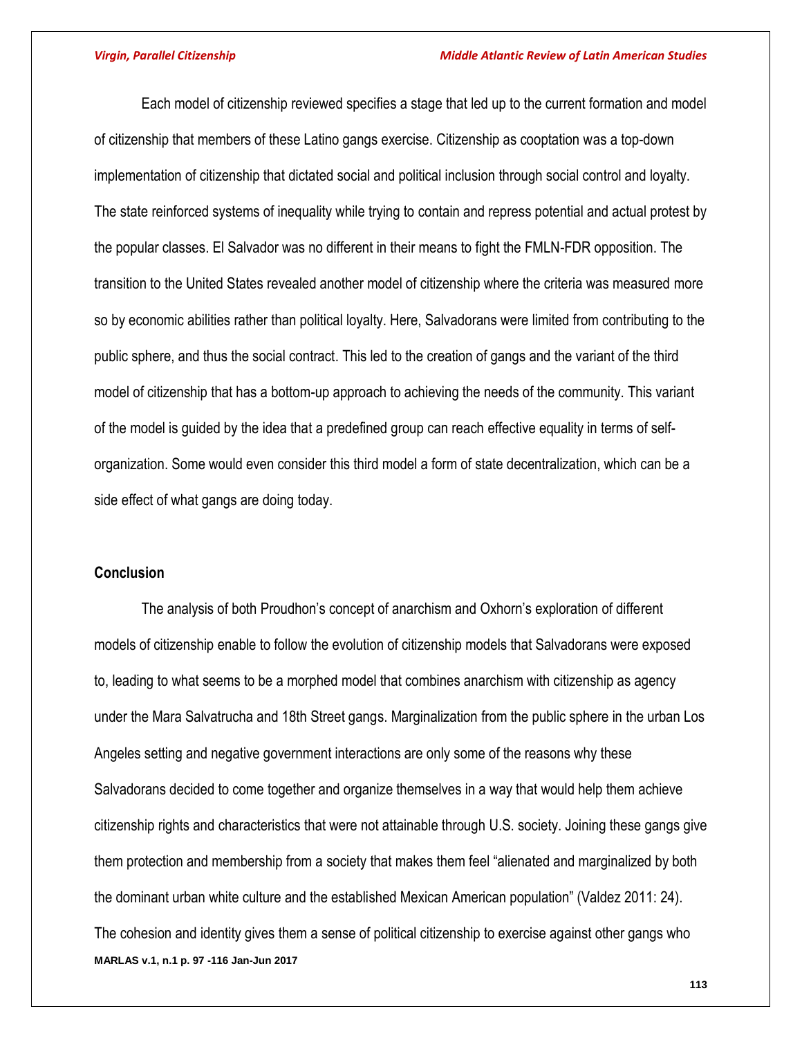Each model of citizenship reviewed specifies a stage that led up to the current formation and model of citizenship that members of these Latino gangs exercise. Citizenship as cooptation was a top-down implementation of citizenship that dictated social and political inclusion through social control and loyalty. The state reinforced systems of inequality while trying to contain and repress potential and actual protest by the popular classes. El Salvador was no different in their means to fight the FMLN-FDR opposition. The transition to the United States revealed another model of citizenship where the criteria was measured more so by economic abilities rather than political loyalty. Here, Salvadorans were limited from contributing to the public sphere, and thus the social contract. This led to the creation of gangs and the variant of the third model of citizenship that has a bottom-up approach to achieving the needs of the community. This variant of the model is guided by the idea that a predefined group can reach effective equality in terms of self-organization. Some would even consider this third model a form of state decentralization, which can be a side effect of what gangs are doing today.

## Conclusion

The analysis of both Proudhon's concept of anarchism and Oxhorn's exploration of different models of citizenship enable to follow the evolution of citizenship models that Salvadorans were exposed to, leading to what seems to be a morphed model that combines anarchism with citizenship as agency under the Mara Salvatrucha and 18th Street gangs. Marginalization from the public sphere in the urban Los Angeles setting and negative government interactions are only some of the reasons why these Salvadorans decided to come together and organize themselves in a way that would help them achieve citizenship rights and characteristics that were not attainable through U.S. society. Joining these gangs give them protection and membership from a society that makes them feel "alienated and marginalized by both the dominant urban white culture and the established Mexican American population" (Valdez 2011: 24). The cohesion and identity gives them a sense of political citizenship to exercise against other gangs who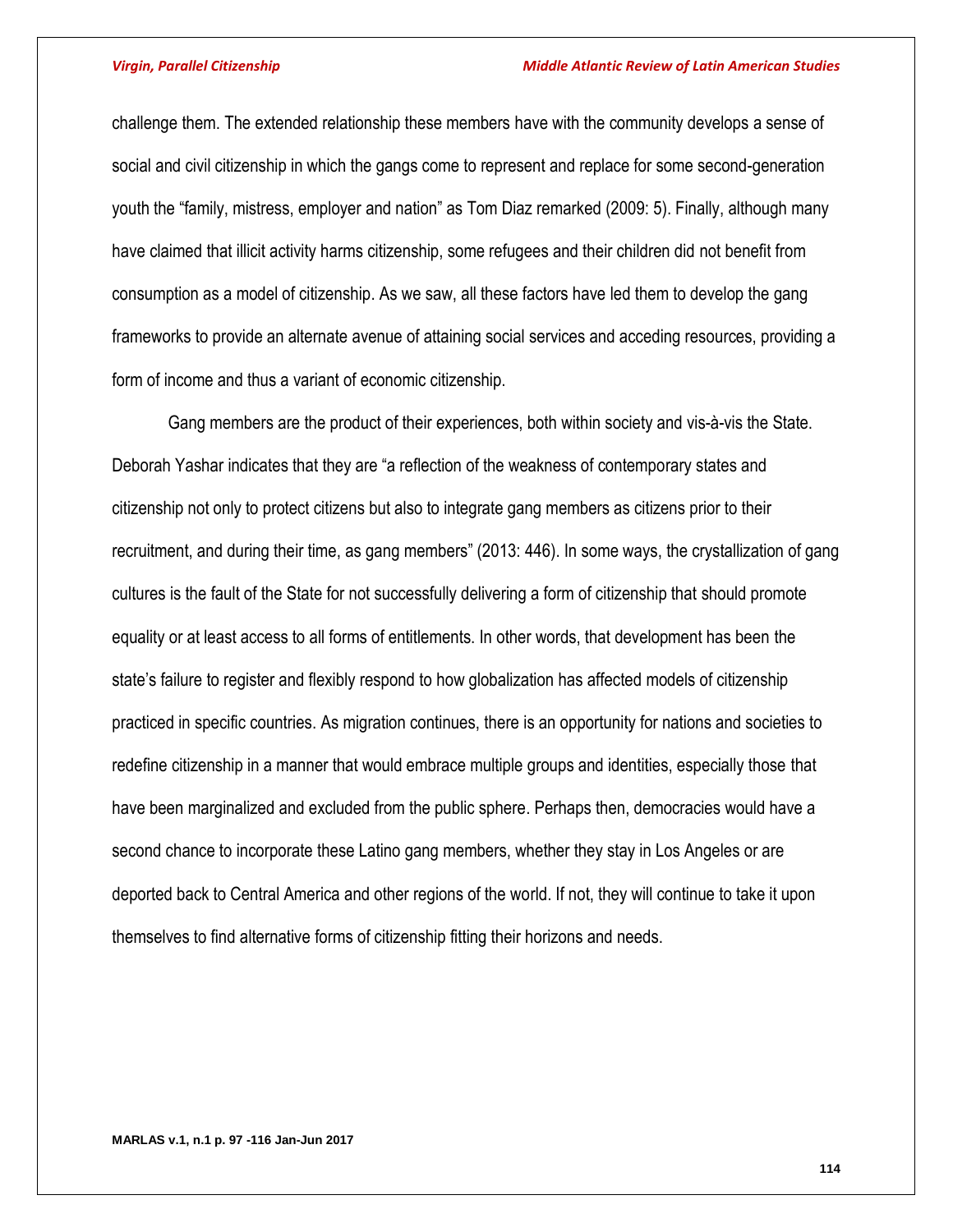challenge them. The extended relationship these members have with the community develops a sense of social and civil citizenship in which the gangs come to represent and replace for some second-generation youth the "family, mistress, employer and nation" as Tom Diaz remarked (2009: 5). Finally, although many have claimed that illicit activity harms citizenship, some refugees and their children did not benefit from consumption as a model of citizenship. As we saw, all these factors have led them to develop the gang frameworks to provide an alternate avenue of attaining social services and acceding resources, providing a form of income and thus a variant of economic citizenship.

Gang members are the product of their experiences, both within society and vis-à-vis the State. Deborah Yashar indicates that they are "a reflection of the weakness of contemporary states and citizenship not only to protect citizens but also to integrate gang members as citizens prior to their recruitment, and during their time, as gang members" (2013: 446). In some ways, the crystallization of gang cultures is the fault of the State for not successfully delivering a form of citizenship that should promote equality or at least access to all forms of entitlements. In other words, that development has been the state's failure to register and flexibly respond to how globalization has affected models of citizenship practiced in specific countries. As migration continues, there is an opportunity for nations and societies to redefine citizenship in a manner that would embrace multiple groups and identities, especially those that have been marginalized and excluded from the public sphere. Perhaps then, democracies would have a second chance to incorporate these Latino gang members, whether they stay in Los Angeles or are deported back to Central America and other regions of the world. If not, they will continue to take it upon themselves to find alternative forms of citizenship fitting their horizons and needs.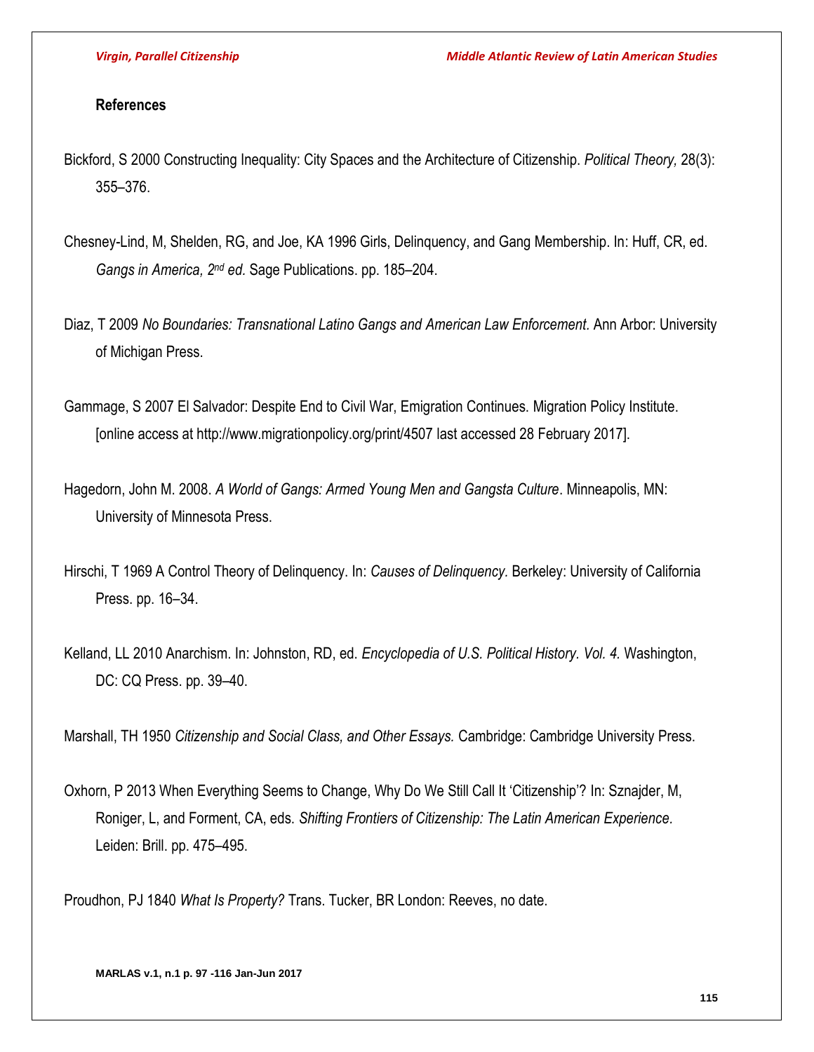## References

Bickford, S 2000 Constructing Inequality: City Spaces and the Architecture of Citizenship. *Political Theory,* 28(3): 355–376.

Chesney-Lind, M, Shelden, RG, and Joe, KA 1996 Girls, Delinquency, and Gang Membership. In: Huff, CR, ed. *Gangs in America, 2nd ed.* Sage Publications. pp. 185–204.

Diaz, T 2009 *No Boundaries: Transnational Latino Gangs and American Law Enforcement.* Ann Arbor: University of Michigan Press.

Gammage, S 2007 El Salvador: Despite End to Civil War, Emigration Continues. Migration Policy Institute. [online access at http://www.migrationpolicy.org/print/4507 last accessed 28 February 2017].

Hagedorn, John M. 2008. *A World of Gangs: Armed Young Men and Gangsta Culture*. Minneapolis, MN: University of Minnesota Press.

Hirschi, T 1969 A Control Theory of Delinquency. In: *Causes of Delinquency.* Berkeley: University of California Press. pp. 16–34.

Kelland, LL 2010 Anarchism. In: Johnston, RD, ed. *Encyclopedia of U.S. Political History. Vol. 4.* Washington, DC: CQ Press. pp. 39–40.

Marshall, TH 1950 *Citizenship and Social Class, and Other Essays.* Cambridge: Cambridge University Press.

Oxhorn, P 2013 When Everything Seems to Change, Why Do We Still Call It 'Citizenship'? In: Sznajder, M, Roniger, L, and Forment, CA, eds. *Shifting Frontiers of Citizenship: The Latin American Experience.* Leiden: Brill. pp. 475–495.

Proudhon, PJ 1840 *What Is Property?* Trans. Tucker, BR London: Reeves, no date.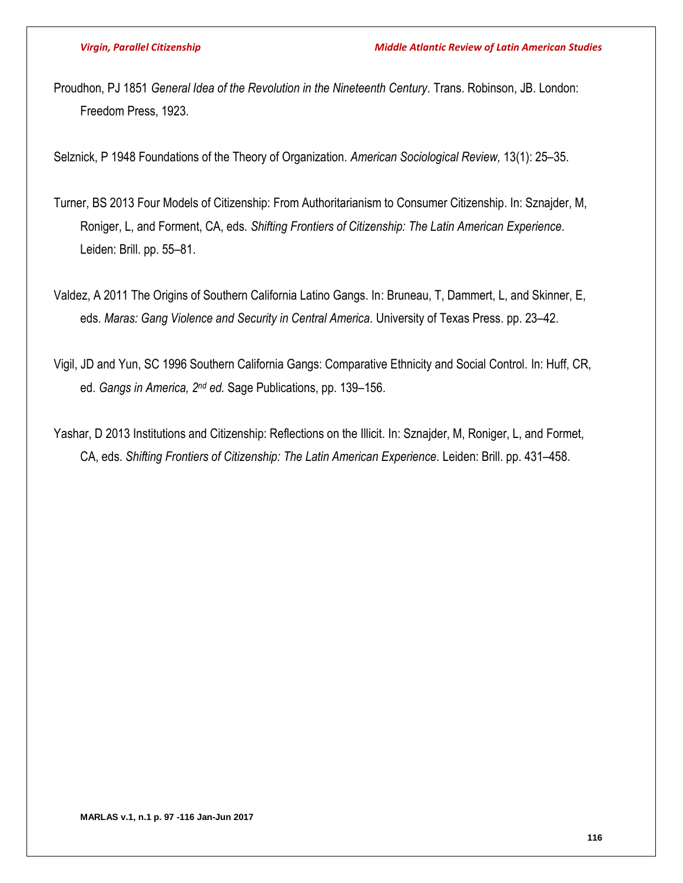Proudhon, PJ 1851 *General Idea of the Revolution in the Nineteenth Century*. Trans. Robinson, JB. London: Freedom Press, 1923.

Selznick, P 1948 Foundations of the Theory of Organization. *American Sociological Review,* 13(1): 25–35.

Turner, BS 2013 Four Models of Citizenship: From Authoritarianism to Consumer Citizenship. In: Sznajder, M, Roniger, L, and Forment, CA, eds. *Shifting Frontiers of Citizenship: The Latin American Experience.* Leiden: Brill. pp. 55–81.

Valdez, A 2011 The Origins of Southern California Latino Gangs. In: Bruneau, T, Dammert, L, and Skinner, E, eds. *Maras: Gang Violence and Security in Central America*. University of Texas Press. pp. 23–42.

Vigil, JD and Yun, SC 1996 Southern California Gangs: Comparative Ethnicity and Social Control. In: Huff, CR, ed. *Gangs in America, 2nd ed.* Sage Publications, pp. 139–156.

Yashar, D 2013 Institutions and Citizenship: Reflections on the Illicit. In: Sznajder, M, Roniger, L, and Formet, CA, eds. *Shifting Frontiers of Citizenship: The Latin American Experience*. Leiden: Brill. pp. 431–458.